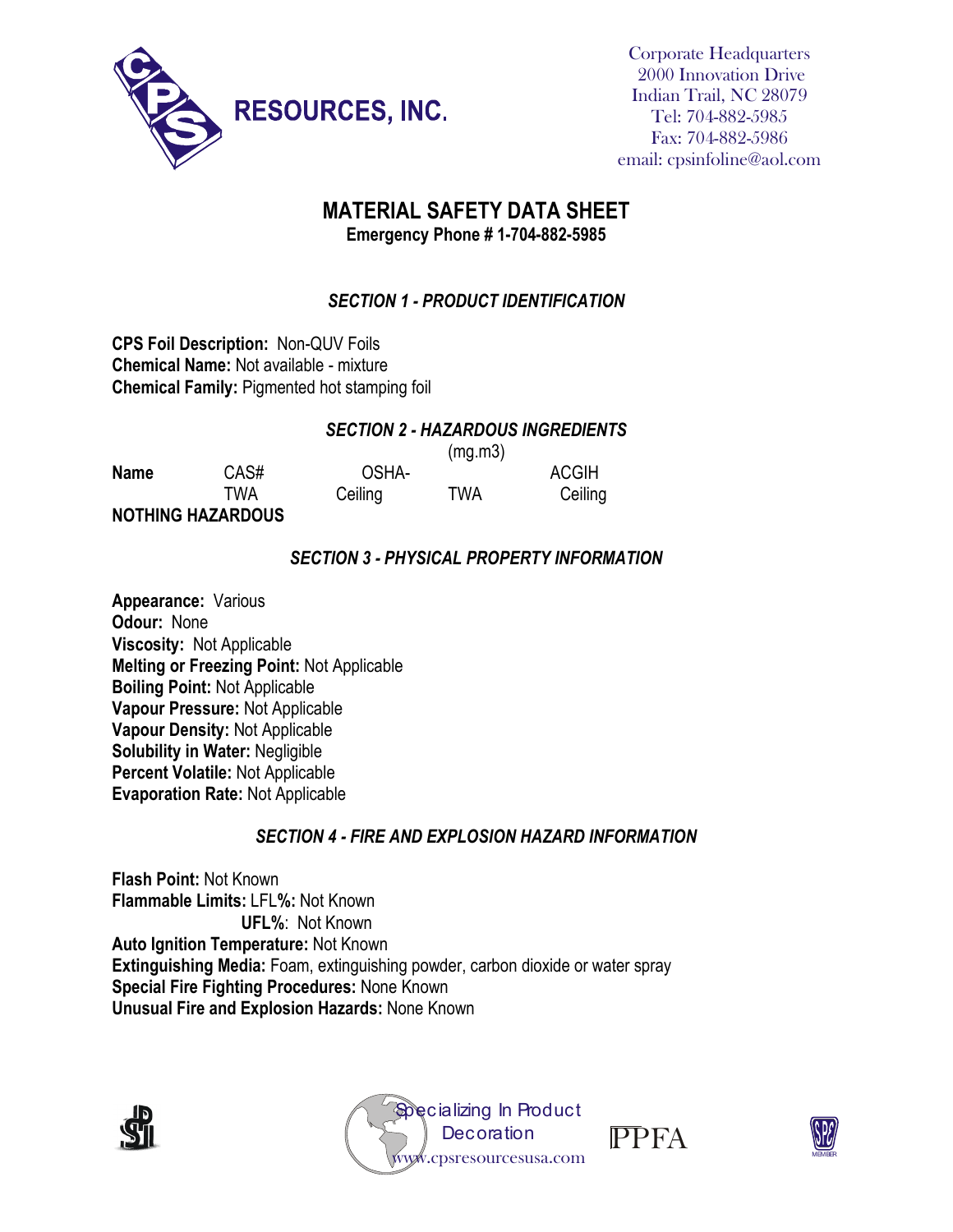**CPS RESOURCES, INC.**

Corporate Headquarters
2000 Innovation Drive
Indian Trail, NC 28079
Tel: 704-882-5985
Fax: 704-882-5986
email: cpsinfoline@aol.com

# MATERIAL SAFETY DATA SHEET

**Emergency Phone # 1-704-882-5985**

## *SECTION 1 - PRODUCT IDENTIFICATION*

**CPS Foil Description:** Non-QUV Foils
**Chemical Name:** Not available - mixture
**Chemical Family:** Pigmented hot stamping foil

## *SECTION 2 - HAZARDOUS INGREDIENTS*

| | | (mg.m3) | | |
|---|---|---|---|---|
| **Name** | CAS# | OSHA- | | ACGIH |
| | TWA | Ceiling | TWA | Ceiling |
| **NOTHING HAZARDOUS** | | | | |

## *SECTION 3 - PHYSICAL PROPERTY INFORMATION*

**Appearance:** Various
**Odour:** None
**Viscosity:** Not Applicable
**Melting or Freezing Point:** Not Applicable
**Boiling Point:** Not Applicable
**Vapour Pressure:** Not Applicable
**Vapour Density:** Not Applicable
**Solubility in Water:** Negligible
**Percent Volatile:** Not Applicable
**Evaporation Rate:** Not Applicable

## *SECTION 4 - FIRE AND EXPLOSION HAZARD INFORMATION*

**Flash Point:** Not Known
**Flammable Limits:** LFL**%:** Not Known
**UFL%**: Not Known
**Auto Ignition Temperature:** Not Known
**Extinguishing Media:** Foam, extinguishing powder, carbon dioxide or water spray
**Special Fire Fighting Procedures:** None Known
**Unusual Fire and Explosion Hazards:** None Known

Specializing In Product Decoration
www.cpsresourcesusa.com

PPFA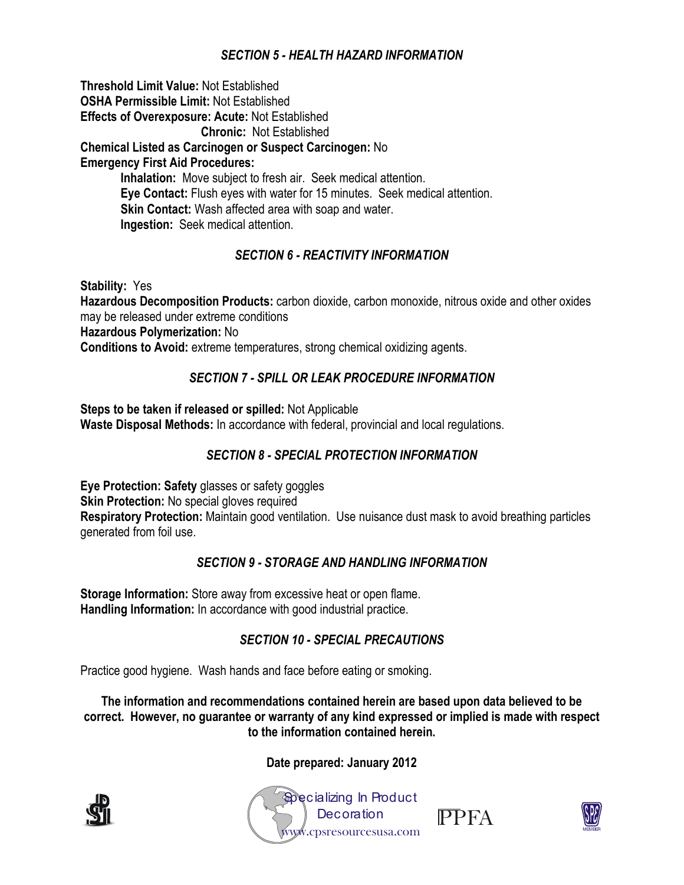### *SECTION 5 - HEALTH HAZARD INFORMATION*

**Threshold Limit Value:** Not Established
**OSHA Permissible Limit:** Not Established
**Effects of Overexposure: Acute:** Not Established
**Chronic:** Not Established
**Chemical Listed as Carcinogen or Suspect Carcinogen:** No
**Emergency First Aid Procedures:**

- **Inhalation:** Move subject to fresh air. Seek medical attention.
- **Eye Contact:** Flush eyes with water for 15 minutes. Seek medical attention.
- **Skin Contact:** Wash affected area with soap and water.
- **Ingestion:** Seek medical attention.

### *SECTION 6 - REACTIVITY INFORMATION*

**Stability:** Yes
**Hazardous Decomposition Products:** carbon dioxide, carbon monoxide, nitrous oxide and other oxides may be released under extreme conditions
**Hazardous Polymerization:** No
**Conditions to Avoid:** extreme temperatures, strong chemical oxidizing agents.

### *SECTION 7 - SPILL OR LEAK PROCEDURE INFORMATION*

**Steps to be taken if released or spilled:** Not Applicable
**Waste Disposal Methods:** In accordance with federal, provincial and local regulations.

### *SECTION 8 - SPECIAL PROTECTION INFORMATION*

**Eye Protection: Safety** glasses or safety goggles
**Skin Protection:** No special gloves required
**Respiratory Protection:** Maintain good ventilation. Use nuisance dust mask to avoid breathing particles generated from foil use.

### *SECTION 9 - STORAGE AND HANDLING INFORMATION*

**Storage Information:** Store away from excessive heat or open flame.
**Handling Information:** In accordance with good industrial practice.

### *SECTION 10 - SPECIAL PRECAUTIONS*

Practice good hygiene. Wash hands and face before eating or smoking.

**The information and recommendations contained herein are based upon data believed to be correct. However, no guarantee or warranty of any kind expressed or implied is made with respect to the information contained herein.**

**Date prepared: January 2012**

Specializing In Product Decoration
www.cpsresourcesusa.com

PPFA